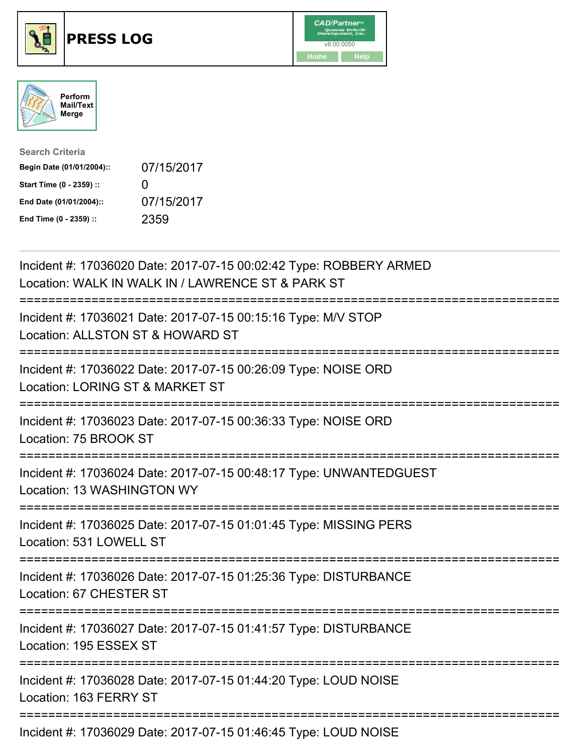# PRESS LOG

Perform Mail/Text Merge

**Search Criteria**

| | |
|---|---|
| **Begin Date (01/01/2004)::** | 07/15/2017 |
| **Start Time (0 - 2359) ::** | 0 |
| **End Date (01/01/2004)::** | 07/15/2017 |
| **End Time (0 - 2359) ::** | 2359 |

Incident #: 17036020 Date: 2017-07-15 00:02:42 Type: ROBBERY ARMED
Location: WALK IN WALK IN / LAWRENCE ST & PARK ST

===========================================================================

Incident #: 17036021 Date: 2017-07-15 00:15:16 Type: M/V STOP
Location: ALLSTON ST & HOWARD ST

===========================================================================

Incident #: 17036022 Date: 2017-07-15 00:26:09 Type: NOISE ORD
Location: LORING ST & MARKET ST

===========================================================================

Incident #: 17036023 Date: 2017-07-15 00:36:33 Type: NOISE ORD
Location: 75 BROOK ST

===========================================================================

Incident #: 17036024 Date: 2017-07-15 00:48:17 Type: UNWANTEDGUEST
Location: 13 WASHINGTON WY

===========================================================================

Incident #: 17036025 Date: 2017-07-15 01:01:45 Type: MISSING PERS
Location: 531 LOWELL ST

===========================================================================

Incident #: 17036026 Date: 2017-07-15 01:25:36 Type: DISTURBANCE
Location: 67 CHESTER ST

===========================================================================

Incident #: 17036027 Date: 2017-07-15 01:41:57 Type: DISTURBANCE
Location: 195 ESSEX ST

===========================================================================

Incident #: 17036028 Date: 2017-07-15 01:44:20 Type: LOUD NOISE
Location: 163 FERRY ST

===========================================================================

Incident #: 17036029 Date: 2017-07-15 01:46:45 Type: LOUD NOISE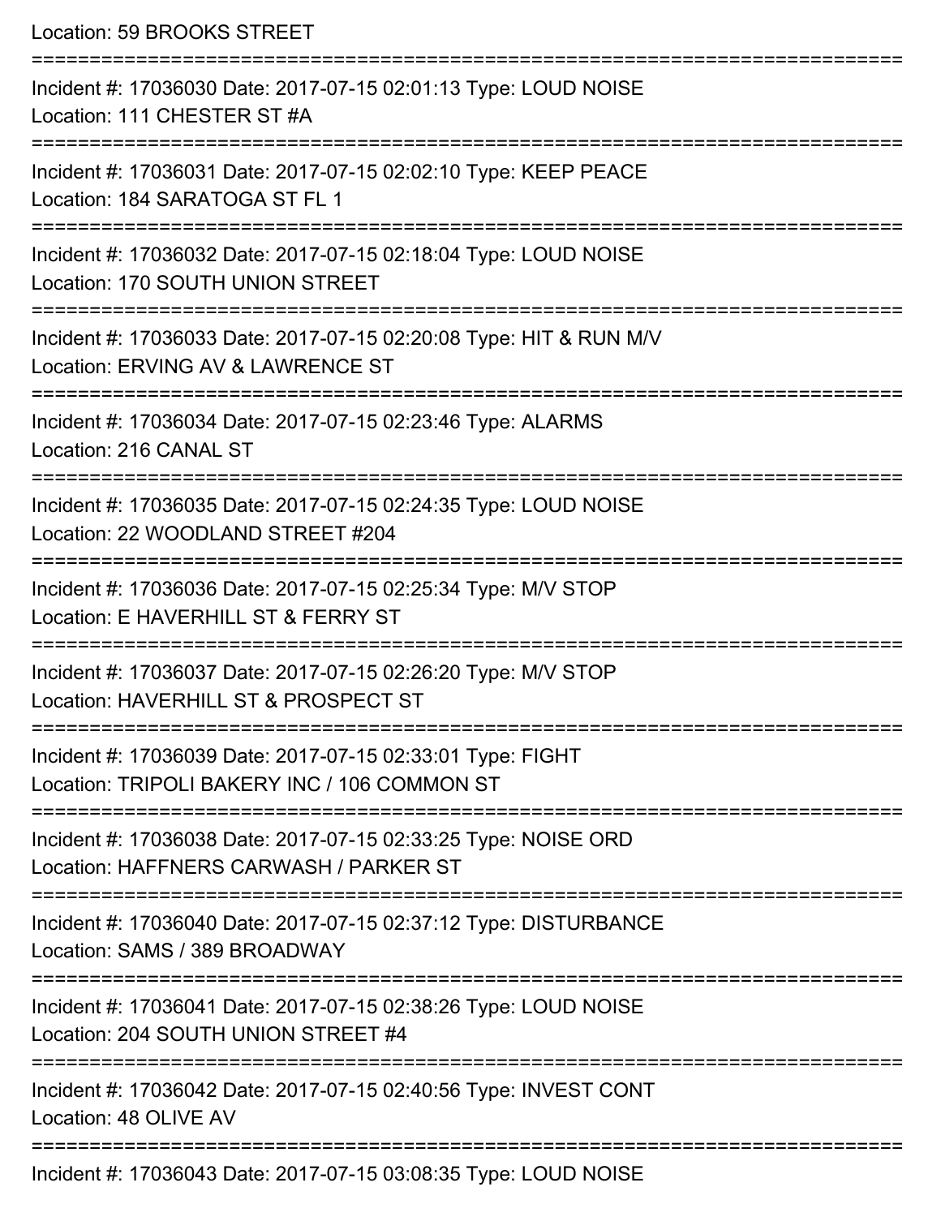Location: 59 BROOKS STREET

===========================================================================

Incident #: 17036030 Date: 2017-07-15 02:01:13 Type: LOUD NOISE
Location: 111 CHESTER ST #A

===========================================================================

Incident #: 17036031 Date: 2017-07-15 02:02:10 Type: KEEP PEACE
Location: 184 SARATOGA ST FL 1

===========================================================================

Incident #: 17036032 Date: 2017-07-15 02:18:04 Type: LOUD NOISE
Location: 170 SOUTH UNION STREET

===========================================================================

Incident #: 17036033 Date: 2017-07-15 02:20:08 Type: HIT & RUN M/V
Location: ERVING AV & LAWRENCE ST

===========================================================================

Incident #: 17036034 Date: 2017-07-15 02:23:46 Type: ALARMS
Location: 216 CANAL ST

===========================================================================

Incident #: 17036035 Date: 2017-07-15 02:24:35 Type: LOUD NOISE
Location: 22 WOODLAND STREET #204

===========================================================================

Incident #: 17036036 Date: 2017-07-15 02:25:34 Type: M/V STOP
Location: E HAVERHILL ST & FERRY ST

===========================================================================

Incident #: 17036037 Date: 2017-07-15 02:26:20 Type: M/V STOP
Location: HAVERHILL ST & PROSPECT ST

===========================================================================

Incident #: 17036039 Date: 2017-07-15 02:33:01 Type: FIGHT
Location: TRIPOLI BAKERY INC / 106 COMMON ST

===========================================================================

Incident #: 17036038 Date: 2017-07-15 02:33:25 Type: NOISE ORD
Location: HAFFNERS CARWASH / PARKER ST

===========================================================================

Incident #: 17036040 Date: 2017-07-15 02:37:12 Type: DISTURBANCE
Location: SAMS / 389 BROADWAY

===========================================================================

Incident #: 17036041 Date: 2017-07-15 02:38:26 Type: LOUD NOISE
Location: 204 SOUTH UNION STREET #4

===========================================================================

Incident #: 17036042 Date: 2017-07-15 02:40:56 Type: INVEST CONT
Location: 48 OLIVE AV

===========================================================================

Incident #: 17036043 Date: 2017-07-15 03:08:35 Type: LOUD NOISE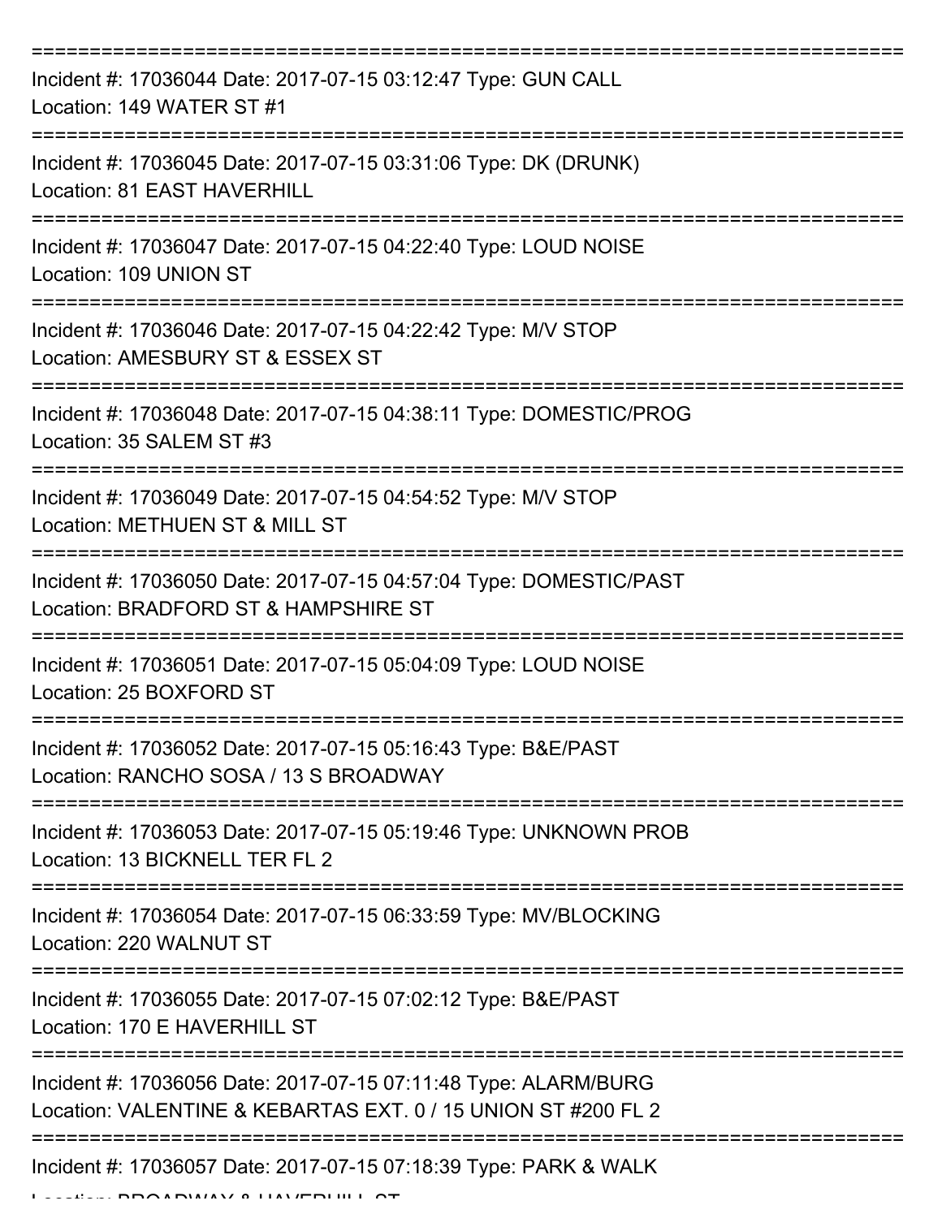===========================================================================
Incident #: 17036044 Date: 2017-07-15 03:12:47 Type: GUN CALL
Location: 149 WATER ST #1
===========================================================================
Incident #: 17036045 Date: 2017-07-15 03:31:06 Type: DK (DRUNK)
Location: 81 EAST HAVERHILL
===========================================================================
Incident #: 17036047 Date: 2017-07-15 04:22:40 Type: LOUD NOISE
Location: 109 UNION ST
===========================================================================
Incident #: 17036046 Date: 2017-07-15 04:22:42 Type: M/V STOP
Location: AMESBURY ST & ESSEX ST
===========================================================================
Incident #: 17036048 Date: 2017-07-15 04:38:11 Type: DOMESTIC/PROG
Location: 35 SALEM ST #3
===========================================================================
Incident #: 17036049 Date: 2017-07-15 04:54:52 Type: M/V STOP
Location: METHUEN ST & MILL ST
===========================================================================
Incident #: 17036050 Date: 2017-07-15 04:57:04 Type: DOMESTIC/PAST
Location: BRADFORD ST & HAMPSHIRE ST
===========================================================================
Incident #: 17036051 Date: 2017-07-15 05:04:09 Type: LOUD NOISE
Location: 25 BOXFORD ST
===========================================================================
Incident #: 17036052 Date: 2017-07-15 05:16:43 Type: B&E/PAST
Location: RANCHO SOSA / 13 S BROADWAY
===========================================================================
Incident #: 17036053 Date: 2017-07-15 05:19:46 Type: UNKNOWN PROB
Location: 13 BICKNELL TER FL 2
===========================================================================
Incident #: 17036054 Date: 2017-07-15 06:33:59 Type: MV/BLOCKING
Location: 220 WALNUT ST
===========================================================================
Incident #: 17036055 Date: 2017-07-15 07:02:12 Type: B&E/PAST
Location: 170 E HAVERHILL ST
===========================================================================
Incident #: 17036056 Date: 2017-07-15 07:11:48 Type: ALARM/BURG
Location: VALENTINE & KEBARTAS EXT. 0 / 15 UNION ST #200 FL 2
===========================================================================
Incident #: 17036057 Date: 2017-07-15 07:18:39 Type: PARK & WALK
Location: BROADWAY & HAVERHILL ST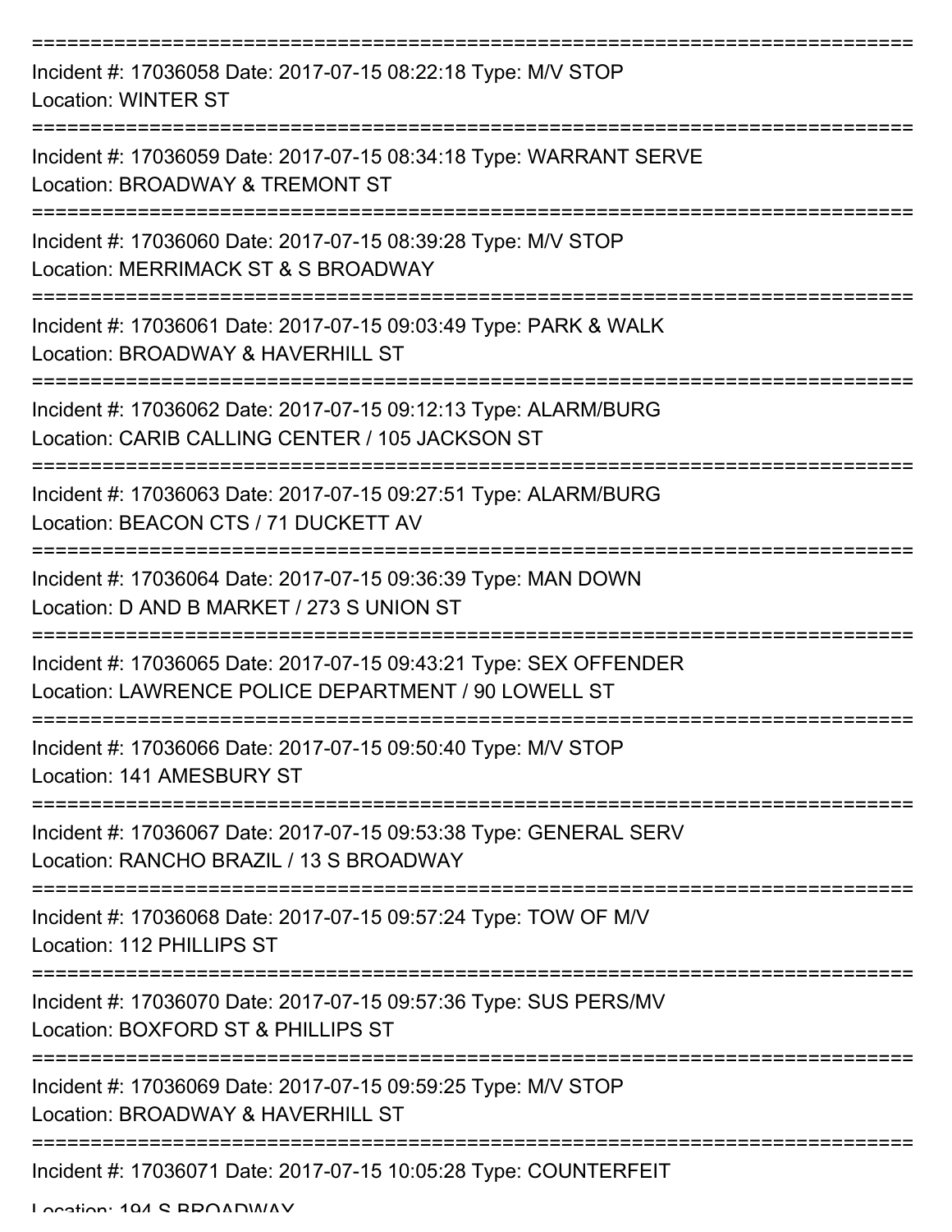===========================================================================

Incident #: 17036058 Date: 2017-07-15 08:22:18 Type: M/V STOP
Location: WINTER ST

===========================================================================

Incident #: 17036059 Date: 2017-07-15 08:34:18 Type: WARRANT SERVE
Location: BROADWAY & TREMONT ST

===========================================================================

Incident #: 17036060 Date: 2017-07-15 08:39:28 Type: M/V STOP
Location: MERRIMACK ST & S BROADWAY

===========================================================================

Incident #: 17036061 Date: 2017-07-15 09:03:49 Type: PARK & WALK
Location: BROADWAY & HAVERHILL ST

===========================================================================

Incident #: 17036062 Date: 2017-07-15 09:12:13 Type: ALARM/BURG
Location: CARIB CALLING CENTER / 105 JACKSON ST

===========================================================================

Incident #: 17036063 Date: 2017-07-15 09:27:51 Type: ALARM/BURG
Location: BEACON CTS / 71 DUCKETT AV

===========================================================================

Incident #: 17036064 Date: 2017-07-15 09:36:39 Type: MAN DOWN
Location: D AND B MARKET / 273 S UNION ST

===========================================================================

Incident #: 17036065 Date: 2017-07-15 09:43:21 Type: SEX OFFENDER
Location: LAWRENCE POLICE DEPARTMENT / 90 LOWELL ST

===========================================================================

Incident #: 17036066 Date: 2017-07-15 09:50:40 Type: M/V STOP
Location: 141 AMESBURY ST

===========================================================================

Incident #: 17036067 Date: 2017-07-15 09:53:38 Type: GENERAL SERV
Location: RANCHO BRAZIL / 13 S BROADWAY

===========================================================================

Incident #: 17036068 Date: 2017-07-15 09:57:24 Type: TOW OF M/V
Location: 112 PHILLIPS ST

===========================================================================

Incident #: 17036070 Date: 2017-07-15 09:57:36 Type: SUS PERS/MV
Location: BOXFORD ST & PHILLIPS ST

===========================================================================

Incident #: 17036069 Date: 2017-07-15 09:59:25 Type: M/V STOP
Location: BROADWAY & HAVERHILL ST

===========================================================================

Incident #: 17036071 Date: 2017-07-15 10:05:28 Type: COUNTERFEIT
Location: 194 S BROADWAY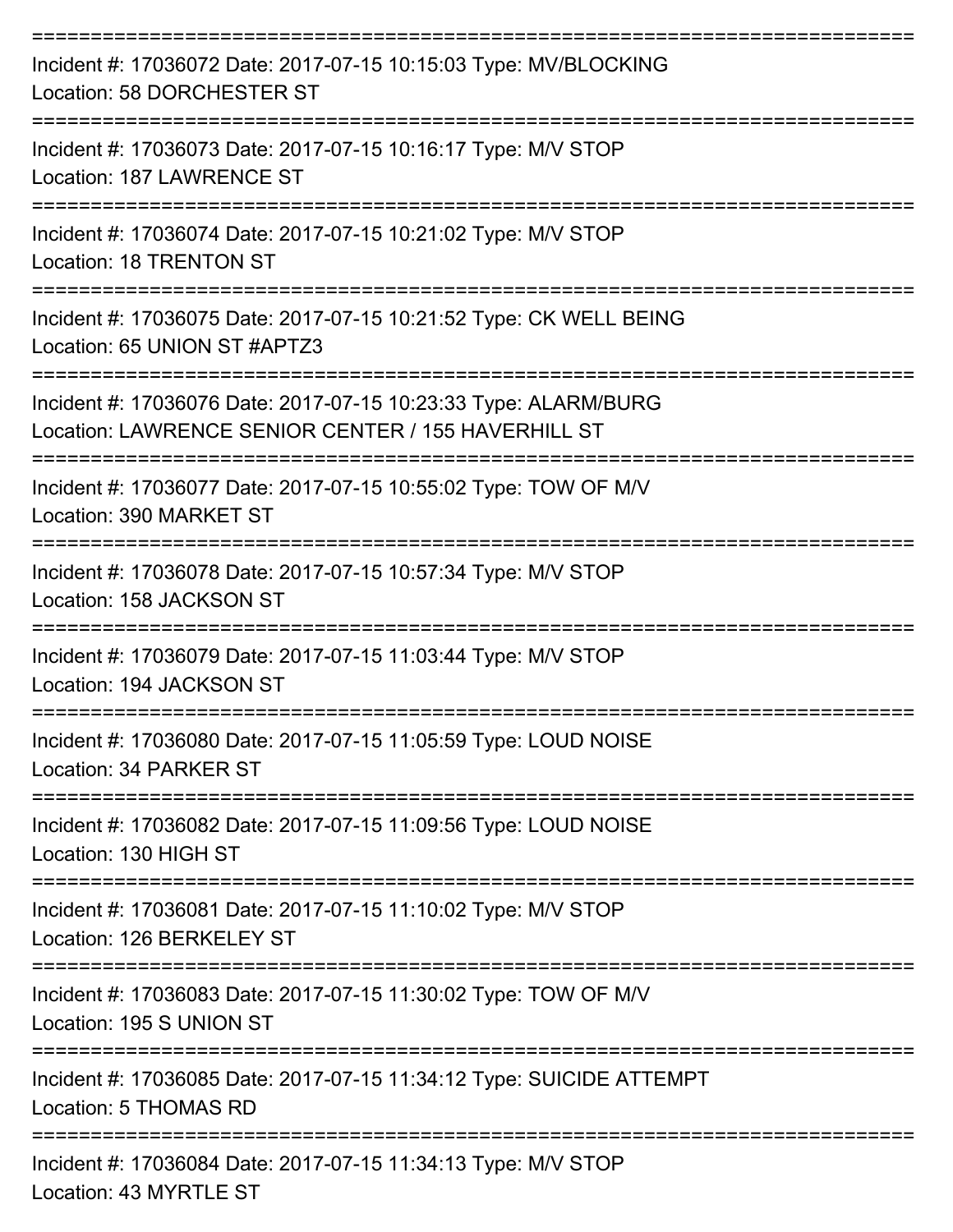===========================================================================

Incident #: 17036072 Date: 2017-07-15 10:15:03 Type: MV/BLOCKING
Location: 58 DORCHESTER ST

===========================================================================

Incident #: 17036073 Date: 2017-07-15 10:16:17 Type: M/V STOP
Location: 187 LAWRENCE ST

===========================================================================

Incident #: 17036074 Date: 2017-07-15 10:21:02 Type: M/V STOP
Location: 18 TRENTON ST

===========================================================================

Incident #: 17036075 Date: 2017-07-15 10:21:52 Type: CK WELL BEING
Location: 65 UNION ST #APTZ3

===========================================================================

Incident #: 17036076 Date: 2017-07-15 10:23:33 Type: ALARM/BURG
Location: LAWRENCE SENIOR CENTER / 155 HAVERHILL ST

===========================================================================

Incident #: 17036077 Date: 2017-07-15 10:55:02 Type: TOW OF M/V
Location: 390 MARKET ST

===========================================================================

Incident #: 17036078 Date: 2017-07-15 10:57:34 Type: M/V STOP
Location: 158 JACKSON ST

===========================================================================

Incident #: 17036079 Date: 2017-07-15 11:03:44 Type: M/V STOP
Location: 194 JACKSON ST

===========================================================================

Incident #: 17036080 Date: 2017-07-15 11:05:59 Type: LOUD NOISE
Location: 34 PARKER ST

===========================================================================

Incident #: 17036082 Date: 2017-07-15 11:09:56 Type: LOUD NOISE
Location: 130 HIGH ST

===========================================================================

Incident #: 17036081 Date: 2017-07-15 11:10:02 Type: M/V STOP
Location: 126 BERKELEY ST

===========================================================================

Incident #: 17036083 Date: 2017-07-15 11:30:02 Type: TOW OF M/V
Location: 195 S UNION ST

===========================================================================

Incident #: 17036085 Date: 2017-07-15 11:34:12 Type: SUICIDE ATTEMPT
Location: 5 THOMAS RD

===========================================================================

Incident #: 17036084 Date: 2017-07-15 11:34:13 Type: M/V STOP
Location: 43 MYRTLE ST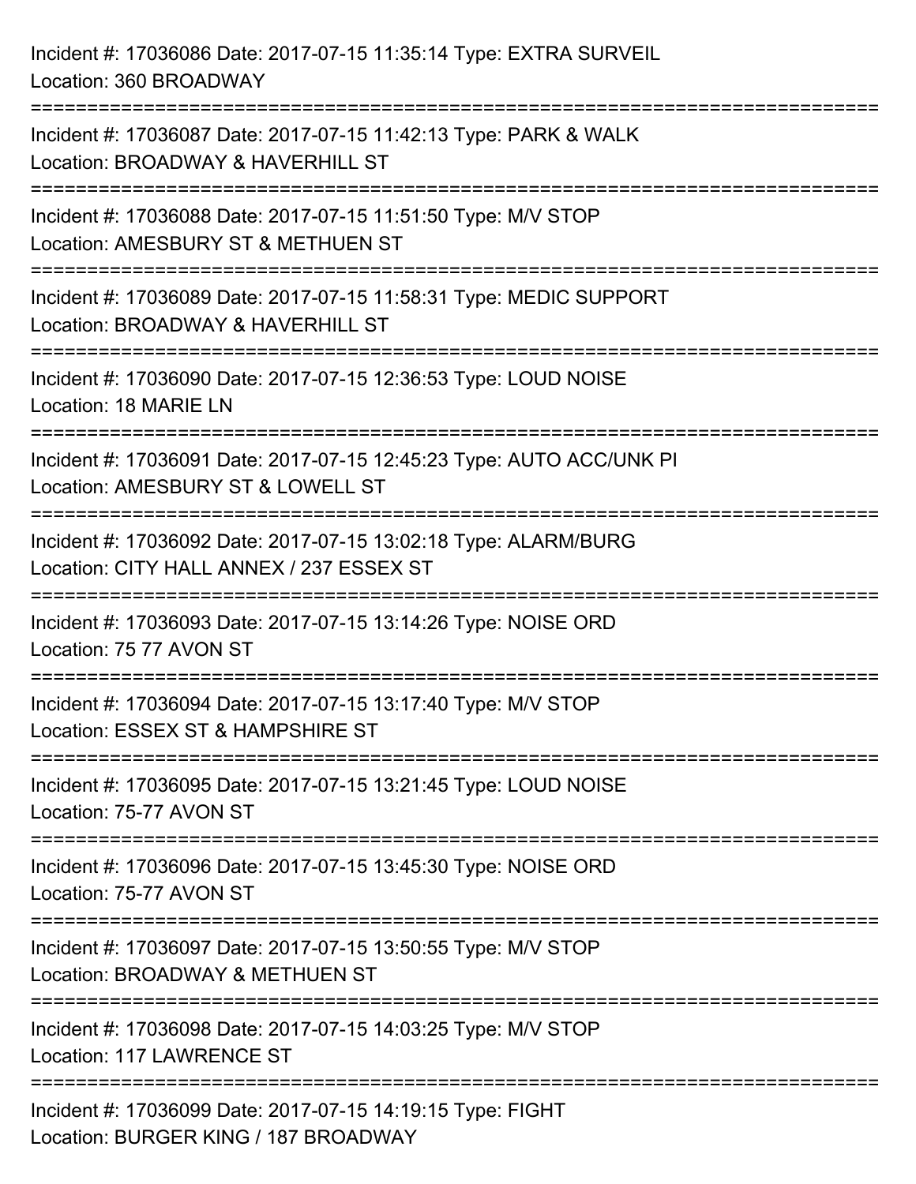Incident #: 17036086 Date: 2017-07-15 11:35:14 Type: EXTRA SURVEIL
Location: 360 BROADWAY

===========================================================================

Incident #: 17036087 Date: 2017-07-15 11:42:13 Type: PARK & WALK
Location: BROADWAY & HAVERHILL ST

===========================================================================

Incident #: 17036088 Date: 2017-07-15 11:51:50 Type: M/V STOP
Location: AMESBURY ST & METHUEN ST

===========================================================================

Incident #: 17036089 Date: 2017-07-15 11:58:31 Type: MEDIC SUPPORT
Location: BROADWAY & HAVERHILL ST

===========================================================================

Incident #: 17036090 Date: 2017-07-15 12:36:53 Type: LOUD NOISE
Location: 18 MARIE LN

===========================================================================

Incident #: 17036091 Date: 2017-07-15 12:45:23 Type: AUTO ACC/UNK PI
Location: AMESBURY ST & LOWELL ST

===========================================================================

Incident #: 17036092 Date: 2017-07-15 13:02:18 Type: ALARM/BURG
Location: CITY HALL ANNEX / 237 ESSEX ST

===========================================================================

Incident #: 17036093 Date: 2017-07-15 13:14:26 Type: NOISE ORD
Location: 75 77 AVON ST

===========================================================================

Incident #: 17036094 Date: 2017-07-15 13:17:40 Type: M/V STOP
Location: ESSEX ST & HAMPSHIRE ST

===========================================================================

Incident #: 17036095 Date: 2017-07-15 13:21:45 Type: LOUD NOISE
Location: 75-77 AVON ST

===========================================================================

Incident #: 17036096 Date: 2017-07-15 13:45:30 Type: NOISE ORD
Location: 75-77 AVON ST

===========================================================================

Incident #: 17036097 Date: 2017-07-15 13:50:55 Type: M/V STOP
Location: BROADWAY & METHUEN ST

===========================================================================

Incident #: 17036098 Date: 2017-07-15 14:03:25 Type: M/V STOP
Location: 117 LAWRENCE ST

===========================================================================

Incident #: 17036099 Date: 2017-07-15 14:19:15 Type: FIGHT
Location: BURGER KING / 187 BROADWAY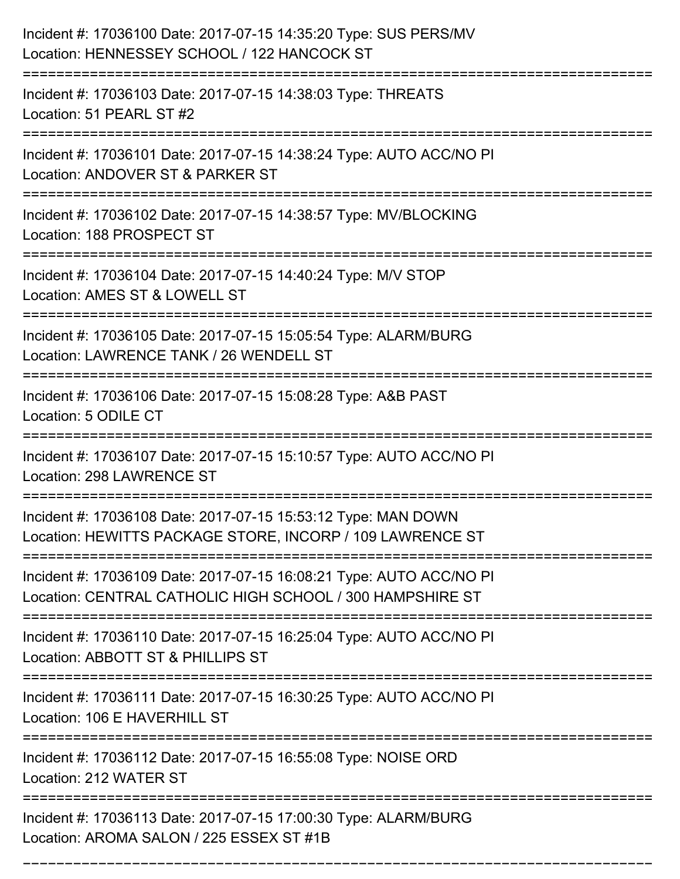Incident #: 17036100 Date: 2017-07-15 14:35:20 Type: SUS PERS/MV
Location: HENNESSEY SCHOOL / 122 HANCOCK ST

===========================================================================

Incident #: 17036103 Date: 2017-07-15 14:38:03 Type: THREATS
Location: 51 PEARL ST #2

===========================================================================

Incident #: 17036101 Date: 2017-07-15 14:38:24 Type: AUTO ACC/NO PI
Location: ANDOVER ST & PARKER ST

===========================================================================

Incident #: 17036102 Date: 2017-07-15 14:38:57 Type: MV/BLOCKING
Location: 188 PROSPECT ST

===========================================================================

Incident #: 17036104 Date: 2017-07-15 14:40:24 Type: M/V STOP
Location: AMES ST & LOWELL ST

===========================================================================

Incident #: 17036105 Date: 2017-07-15 15:05:54 Type: ALARM/BURG
Location: LAWRENCE TANK / 26 WENDELL ST

===========================================================================

Incident #: 17036106 Date: 2017-07-15 15:08:28 Type: A&B PAST
Location: 5 ODILE CT

===========================================================================

Incident #: 17036107 Date: 2017-07-15 15:10:57 Type: AUTO ACC/NO PI
Location: 298 LAWRENCE ST

===========================================================================

Incident #: 17036108 Date: 2017-07-15 15:53:12 Type: MAN DOWN
Location: HEWITTS PACKAGE STORE, INCORP / 109 LAWRENCE ST

===========================================================================

Incident #: 17036109 Date: 2017-07-15 16:08:21 Type: AUTO ACC/NO PI
Location: CENTRAL CATHOLIC HIGH SCHOOL / 300 HAMPSHIRE ST

===========================================================================

Incident #: 17036110 Date: 2017-07-15 16:25:04 Type: AUTO ACC/NO PI
Location: ABBOTT ST & PHILLIPS ST

===========================================================================

Incident #: 17036111 Date: 2017-07-15 16:30:25 Type: AUTO ACC/NO PI
Location: 106 E HAVERHILL ST

===========================================================================

Incident #: 17036112 Date: 2017-07-15 16:55:08 Type: NOISE ORD
Location: 212 WATER ST

===========================================================================

Incident #: 17036113 Date: 2017-07-15 17:00:30 Type: ALARM/BURG
Location: AROMA SALON / 225 ESSEX ST #1B

===========================================================================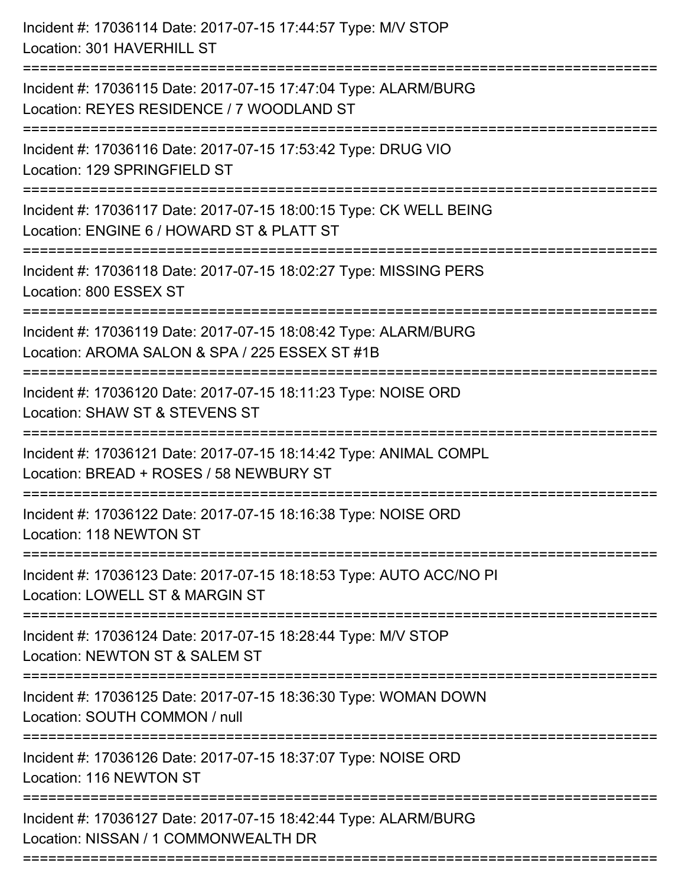Incident #: 17036114 Date: 2017-07-15 17:44:57 Type: M/V STOP
Location: 301 HAVERHILL ST

===========================================================================

Incident #: 17036115 Date: 2017-07-15 17:47:04 Type: ALARM/BURG
Location: REYES RESIDENCE / 7 WOODLAND ST

===========================================================================

Incident #: 17036116 Date: 2017-07-15 17:53:42 Type: DRUG VIO
Location: 129 SPRINGFIELD ST

===========================================================================

Incident #: 17036117 Date: 2017-07-15 18:00:15 Type: CK WELL BEING
Location: ENGINE 6 / HOWARD ST & PLATT ST

===========================================================================

Incident #: 17036118 Date: 2017-07-15 18:02:27 Type: MISSING PERS
Location: 800 ESSEX ST

===========================================================================

Incident #: 17036119 Date: 2017-07-15 18:08:42 Type: ALARM/BURG
Location: AROMA SALON & SPA / 225 ESSEX ST #1B

===========================================================================

Incident #: 17036120 Date: 2017-07-15 18:11:23 Type: NOISE ORD
Location: SHAW ST & STEVENS ST

===========================================================================

Incident #: 17036121 Date: 2017-07-15 18:14:42 Type: ANIMAL COMPL
Location: BREAD + ROSES / 58 NEWBURY ST

===========================================================================

Incident #: 17036122 Date: 2017-07-15 18:16:38 Type: NOISE ORD
Location: 118 NEWTON ST

===========================================================================

Incident #: 17036123 Date: 2017-07-15 18:18:53 Type: AUTO ACC/NO PI
Location: LOWELL ST & MARGIN ST

===========================================================================

Incident #: 17036124 Date: 2017-07-15 18:28:44 Type: M/V STOP
Location: NEWTON ST & SALEM ST

===========================================================================

Incident #: 17036125 Date: 2017-07-15 18:36:30 Type: WOMAN DOWN
Location: SOUTH COMMON / null

===========================================================================

Incident #: 17036126 Date: 2017-07-15 18:37:07 Type: NOISE ORD
Location: 116 NEWTON ST

===========================================================================

Incident #: 17036127 Date: 2017-07-15 18:42:44 Type: ALARM/BURG
Location: NISSAN / 1 COMMONWEALTH DR

===========================================================================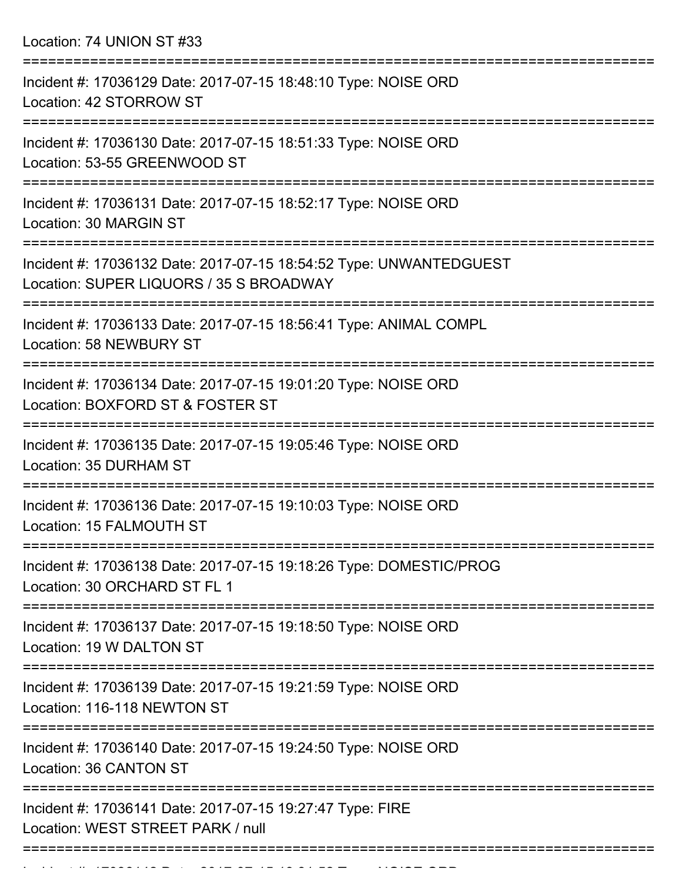Location: 74 UNION ST #33

===========================================================================

Incident #: 17036129 Date: 2017-07-15 18:48:10 Type: NOISE ORD
Location: 42 STORROW ST

===========================================================================

Incident #: 17036130 Date: 2017-07-15 18:51:33 Type: NOISE ORD
Location: 53-55 GREENWOOD ST

===========================================================================

Incident #: 17036131 Date: 2017-07-15 18:52:17 Type: NOISE ORD
Location: 30 MARGIN ST

===========================================================================

Incident #: 17036132 Date: 2017-07-15 18:54:52 Type: UNWANTEDGUEST
Location: SUPER LIQUORS / 35 S BROADWAY

===========================================================================

Incident #: 17036133 Date: 2017-07-15 18:56:41 Type: ANIMAL COMPL
Location: 58 NEWBURY ST

===========================================================================

Incident #: 17036134 Date: 2017-07-15 19:01:20 Type: NOISE ORD
Location: BOXFORD ST & FOSTER ST

===========================================================================

Incident #: 17036135 Date: 2017-07-15 19:05:46 Type: NOISE ORD
Location: 35 DURHAM ST

===========================================================================

Incident #: 17036136 Date: 2017-07-15 19:10:03 Type: NOISE ORD
Location: 15 FALMOUTH ST

===========================================================================

Incident #: 17036138 Date: 2017-07-15 19:18:26 Type: DOMESTIC/PROG
Location: 30 ORCHARD ST FL 1

===========================================================================

Incident #: 17036137 Date: 2017-07-15 19:18:50 Type: NOISE ORD
Location: 19 W DALTON ST

===========================================================================

Incident #: 17036139 Date: 2017-07-15 19:21:59 Type: NOISE ORD
Location: 116-118 NEWTON ST

===========================================================================

Incident #: 17036140 Date: 2017-07-15 19:24:50 Type: NOISE ORD
Location: 36 CANTON ST

===========================================================================

Incident #: 17036141 Date: 2017-07-15 19:27:47 Type: FIRE
Location: WEST STREET PARK / null

===========================================================================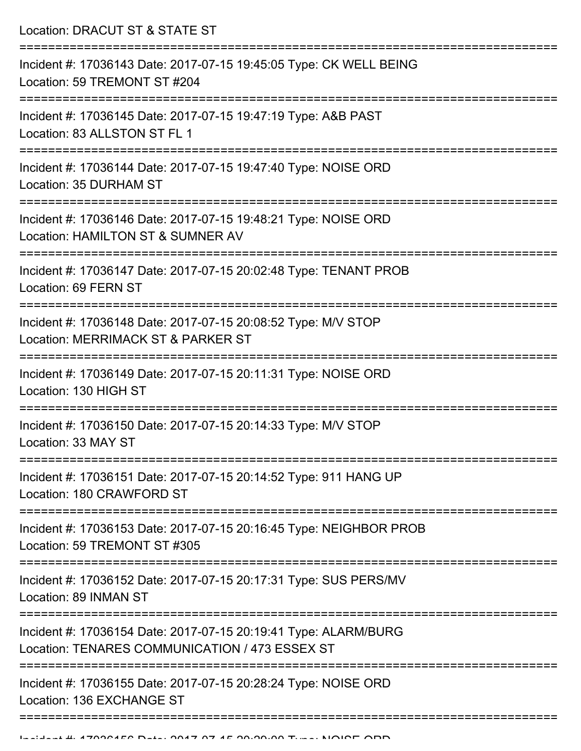Location: DRACUT ST & STATE ST

===========================================================================

Incident #: 17036143 Date: 2017-07-15 19:45:05 Type: CK WELL BEING
Location: 59 TREMONT ST #204

===========================================================================

Incident #: 17036145 Date: 2017-07-15 19:47:19 Type: A&B PAST
Location: 83 ALLSTON ST FL 1

===========================================================================

Incident #: 17036144 Date: 2017-07-15 19:47:40 Type: NOISE ORD
Location: 35 DURHAM ST

===========================================================================

Incident #: 17036146 Date: 2017-07-15 19:48:21 Type: NOISE ORD
Location: HAMILTON ST & SUMNER AV

===========================================================================

Incident #: 17036147 Date: 2017-07-15 20:02:48 Type: TENANT PROB
Location: 69 FERN ST

===========================================================================

Incident #: 17036148 Date: 2017-07-15 20:08:52 Type: M/V STOP
Location: MERRIMACK ST & PARKER ST

===========================================================================

Incident #: 17036149 Date: 2017-07-15 20:11:31 Type: NOISE ORD
Location: 130 HIGH ST

===========================================================================

Incident #: 17036150 Date: 2017-07-15 20:14:33 Type: M/V STOP
Location: 33 MAY ST

===========================================================================

Incident #: 17036151 Date: 2017-07-15 20:14:52 Type: 911 HANG UP
Location: 180 CRAWFORD ST

===========================================================================

Incident #: 17036153 Date: 2017-07-15 20:16:45 Type: NEIGHBOR PROB
Location: 59 TREMONT ST #305

===========================================================================

Incident #: 17036152 Date: 2017-07-15 20:17:31 Type: SUS PERS/MV
Location: 89 INMAN ST

===========================================================================

Incident #: 17036154 Date: 2017-07-15 20:19:41 Type: ALARM/BURG
Location: TENARES COMMUNICATION / 473 ESSEX ST

===========================================================================

Incident #: 17036155 Date: 2017-07-15 20:28:24 Type: NOISE ORD
Location: 136 EXCHANGE ST

===========================================================================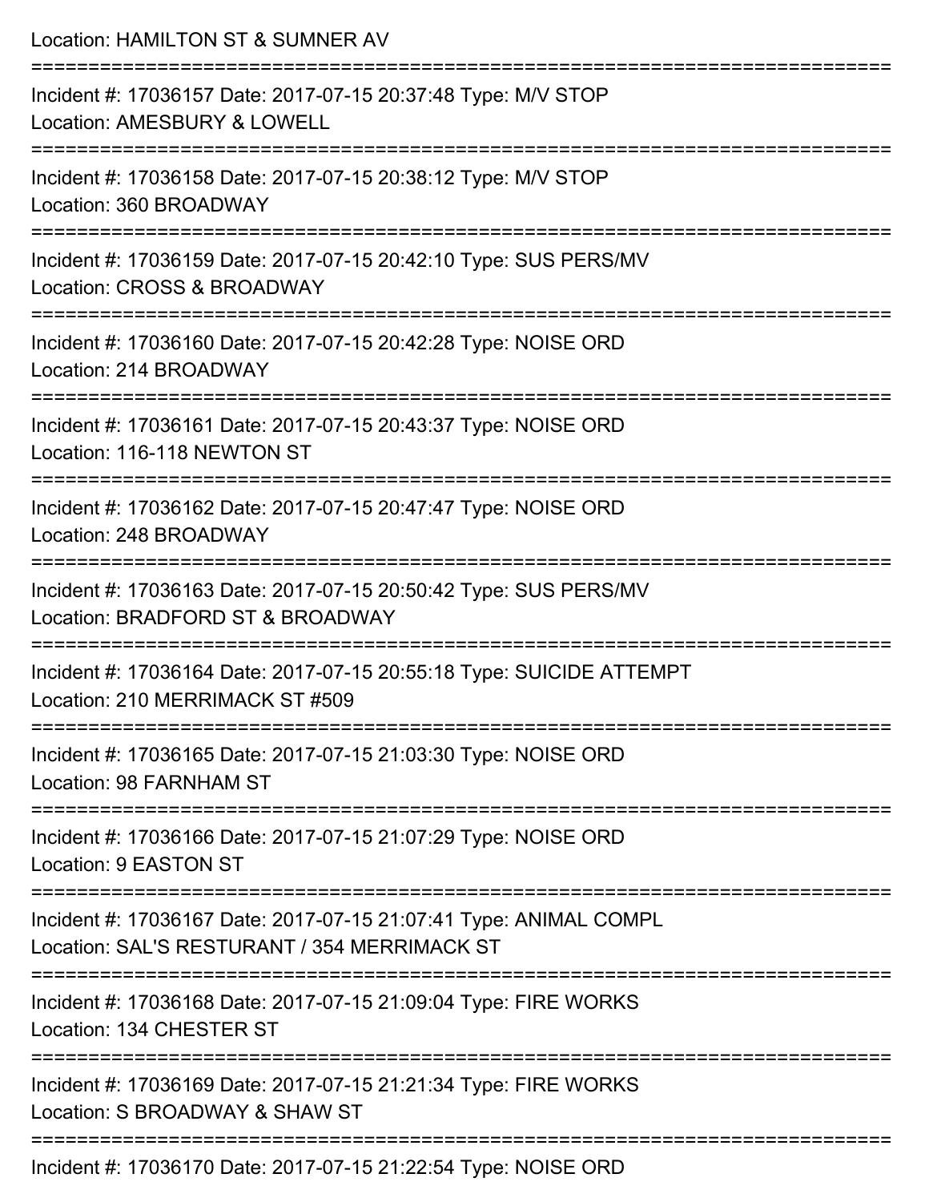Location: HAMILTON ST & SUMNER AV

===========================================================================

Incident #: 17036157 Date: 2017-07-15 20:37:48 Type: M/V STOP
Location: AMESBURY & LOWELL

===========================================================================

Incident #: 17036158 Date: 2017-07-15 20:38:12 Type: M/V STOP
Location: 360 BROADWAY

===========================================================================

Incident #: 17036159 Date: 2017-07-15 20:42:10 Type: SUS PERS/MV
Location: CROSS & BROADWAY

===========================================================================

Incident #: 17036160 Date: 2017-07-15 20:42:28 Type: NOISE ORD
Location: 214 BROADWAY

===========================================================================

Incident #: 17036161 Date: 2017-07-15 20:43:37 Type: NOISE ORD
Location: 116-118 NEWTON ST

===========================================================================

Incident #: 17036162 Date: 2017-07-15 20:47:47 Type: NOISE ORD
Location: 248 BROADWAY

===========================================================================

Incident #: 17036163 Date: 2017-07-15 20:50:42 Type: SUS PERS/MV
Location: BRADFORD ST & BROADWAY

===========================================================================

Incident #: 17036164 Date: 2017-07-15 20:55:18 Type: SUICIDE ATTEMPT
Location: 210 MERRIMACK ST #509

===========================================================================

Incident #: 17036165 Date: 2017-07-15 21:03:30 Type: NOISE ORD
Location: 98 FARNHAM ST

===========================================================================

Incident #: 17036166 Date: 2017-07-15 21:07:29 Type: NOISE ORD
Location: 9 EASTON ST

===========================================================================

Incident #: 17036167 Date: 2017-07-15 21:07:41 Type: ANIMAL COMPL
Location: SAL'S RESTURANT / 354 MERRIMACK ST

===========================================================================

Incident #: 17036168 Date: 2017-07-15 21:09:04 Type: FIRE WORKS
Location: 134 CHESTER ST

===========================================================================

Incident #: 17036169 Date: 2017-07-15 21:21:34 Type: FIRE WORKS
Location: S BROADWAY & SHAW ST

===========================================================================

Incident #: 17036170 Date: 2017-07-15 21:22:54 Type: NOISE ORD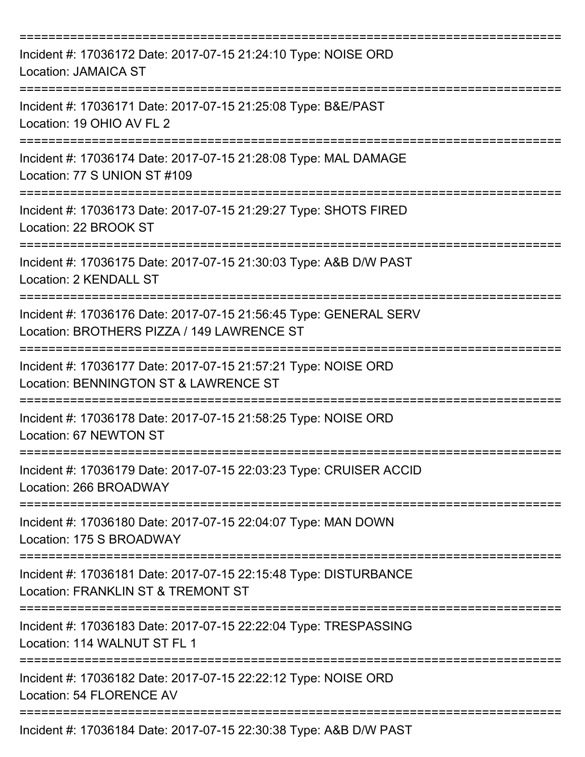===========================================================================

Incident #: 17036172 Date: 2017-07-15 21:24:10 Type: NOISE ORD
Location: JAMAICA ST

===========================================================================

Incident #: 17036171 Date: 2017-07-15 21:25:08 Type: B&E/PAST
Location: 19 OHIO AV FL 2

===========================================================================

Incident #: 17036174 Date: 2017-07-15 21:28:08 Type: MAL DAMAGE
Location: 77 S UNION ST #109

===========================================================================

Incident #: 17036173 Date: 2017-07-15 21:29:27 Type: SHOTS FIRED
Location: 22 BROOK ST

===========================================================================

Incident #: 17036175 Date: 2017-07-15 21:30:03 Type: A&B D/W PAST
Location: 2 KENDALL ST

===========================================================================

Incident #: 17036176 Date: 2017-07-15 21:56:45 Type: GENERAL SERV
Location: BROTHERS PIZZA / 149 LAWRENCE ST

===========================================================================

Incident #: 17036177 Date: 2017-07-15 21:57:21 Type: NOISE ORD
Location: BENNINGTON ST & LAWRENCE ST

===========================================================================

Incident #: 17036178 Date: 2017-07-15 21:58:25 Type: NOISE ORD
Location: 67 NEWTON ST

===========================================================================

Incident #: 17036179 Date: 2017-07-15 22:03:23 Type: CRUISER ACCID
Location: 266 BROADWAY

===========================================================================

Incident #: 17036180 Date: 2017-07-15 22:04:07 Type: MAN DOWN
Location: 175 S BROADWAY

===========================================================================

Incident #: 17036181 Date: 2017-07-15 22:15:48 Type: DISTURBANCE
Location: FRANKLIN ST & TREMONT ST

===========================================================================

Incident #: 17036183 Date: 2017-07-15 22:22:04 Type: TRESPASSING
Location: 114 WALNUT ST FL 1

===========================================================================

Incident #: 17036182 Date: 2017-07-15 22:22:12 Type: NOISE ORD
Location: 54 FLORENCE AV

===========================================================================

Incident #: 17036184 Date: 2017-07-15 22:30:38 Type: A&B D/W PAST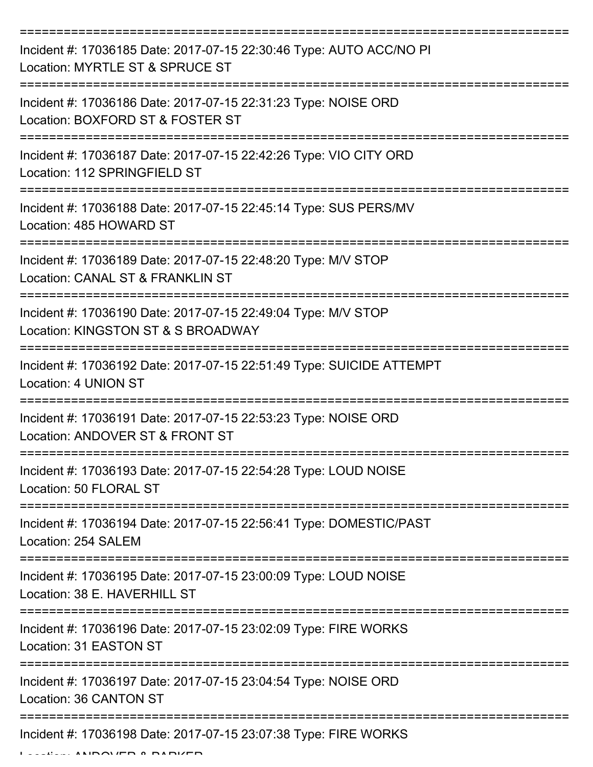===========================================================================

Incident #: 17036185 Date: 2017-07-15 22:30:46 Type: AUTO ACC/NO PI
Location: MYRTLE ST & SPRUCE ST

===========================================================================

Incident #: 17036186 Date: 2017-07-15 22:31:23 Type: NOISE ORD
Location: BOXFORD ST & FOSTER ST

===========================================================================

Incident #: 17036187 Date: 2017-07-15 22:42:26 Type: VIO CITY ORD
Location: 112 SPRINGFIELD ST

===========================================================================

Incident #: 17036188 Date: 2017-07-15 22:45:14 Type: SUS PERS/MV
Location: 485 HOWARD ST

===========================================================================

Incident #: 17036189 Date: 2017-07-15 22:48:20 Type: M/V STOP
Location: CANAL ST & FRANKLIN ST

===========================================================================

Incident #: 17036190 Date: 2017-07-15 22:49:04 Type: M/V STOP
Location: KINGSTON ST & S BROADWAY

===========================================================================

Incident #: 17036192 Date: 2017-07-15 22:51:49 Type: SUICIDE ATTEMPT
Location: 4 UNION ST

===========================================================================

Incident #: 17036191 Date: 2017-07-15 22:53:23 Type: NOISE ORD
Location: ANDOVER ST & FRONT ST

===========================================================================

Incident #: 17036193 Date: 2017-07-15 22:54:28 Type: LOUD NOISE
Location: 50 FLORAL ST

===========================================================================

Incident #: 17036194 Date: 2017-07-15 22:56:41 Type: DOMESTIC/PAST
Location: 254 SALEM

===========================================================================

Incident #: 17036195 Date: 2017-07-15 23:00:09 Type: LOUD NOISE
Location: 38 E. HAVERHILL ST

===========================================================================

Incident #: 17036196 Date: 2017-07-15 23:02:09 Type: FIRE WORKS
Location: 31 EASTON ST

===========================================================================

Incident #: 17036197 Date: 2017-07-15 23:04:54 Type: NOISE ORD
Location: 36 CANTON ST

===========================================================================

Incident #: 17036198 Date: 2017-07-15 23:07:38 Type: FIRE WORKS
Location: ANDOVER & PARKER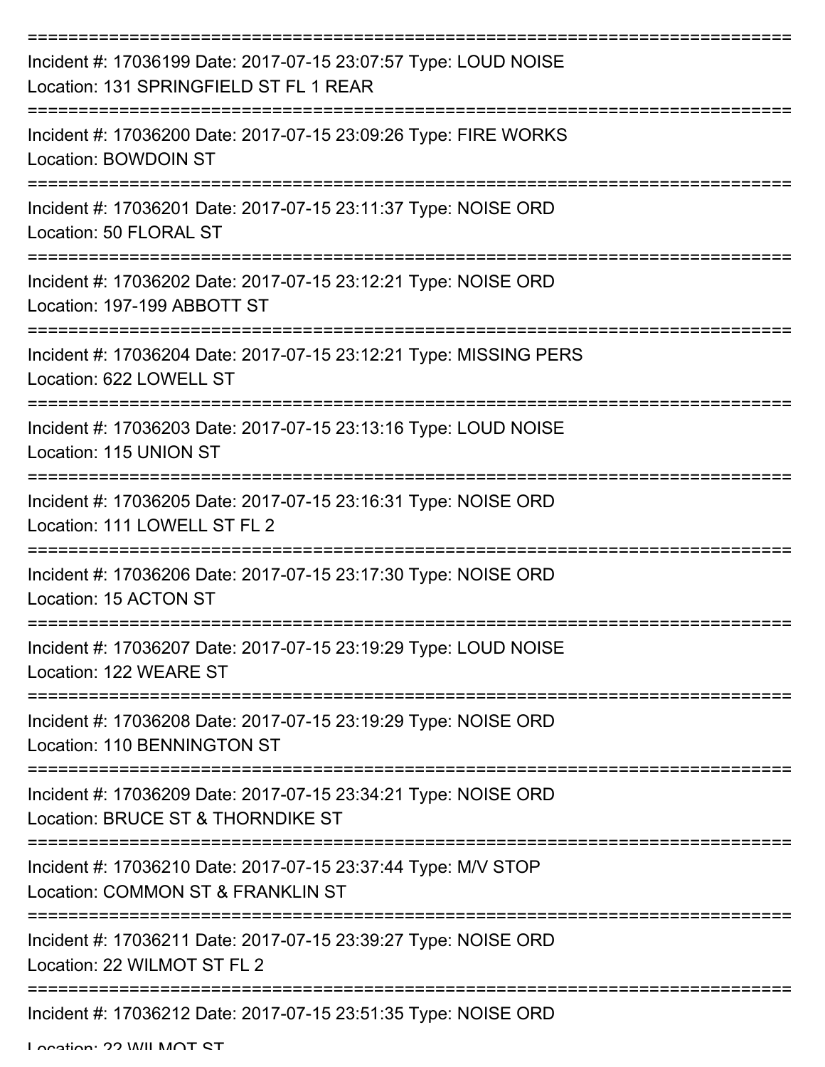===========================================================================

Incident #: 17036199 Date: 2017-07-15 23:07:57 Type: LOUD NOISE

Location: 131 SPRINGFIELD ST FL 1 REAR

===========================================================================

Incident #: 17036200 Date: 2017-07-15 23:09:26 Type: FIRE WORKS

Location: BOWDOIN ST

===========================================================================

Incident #: 17036201 Date: 2017-07-15 23:11:37 Type: NOISE ORD

Location: 50 FLORAL ST

===========================================================================

Incident #: 17036202 Date: 2017-07-15 23:12:21 Type: NOISE ORD

Location: 197-199 ABBOTT ST

===========================================================================

Incident #: 17036204 Date: 2017-07-15 23:12:21 Type: MISSING PERS

Location: 622 LOWELL ST

===========================================================================

Incident #: 17036203 Date: 2017-07-15 23:13:16 Type: LOUD NOISE

Location: 115 UNION ST

===========================================================================

Incident #: 17036205 Date: 2017-07-15 23:16:31 Type: NOISE ORD

Location: 111 LOWELL ST FL 2

===========================================================================

Incident #: 17036206 Date: 2017-07-15 23:17:30 Type: NOISE ORD

Location: 15 ACTON ST

===========================================================================

Incident #: 17036207 Date: 2017-07-15 23:19:29 Type: LOUD NOISE

Location: 122 WEARE ST

===========================================================================

Incident #: 17036208 Date: 2017-07-15 23:19:29 Type: NOISE ORD

Location: 110 BENNINGTON ST

===========================================================================

Incident #: 17036209 Date: 2017-07-15 23:34:21 Type: NOISE ORD

Location: BRUCE ST & THORNDIKE ST

===========================================================================

Incident #: 17036210 Date: 2017-07-15 23:37:44 Type: M/V STOP

Location: COMMON ST & FRANKLIN ST

===========================================================================

Incident #: 17036211 Date: 2017-07-15 23:39:27 Type: NOISE ORD

Location: 22 WILMOT ST FL 2

===========================================================================

Incident #: 17036212 Date: 2017-07-15 23:51:35 Type: NOISE ORD

Location: 22 WILMOT ST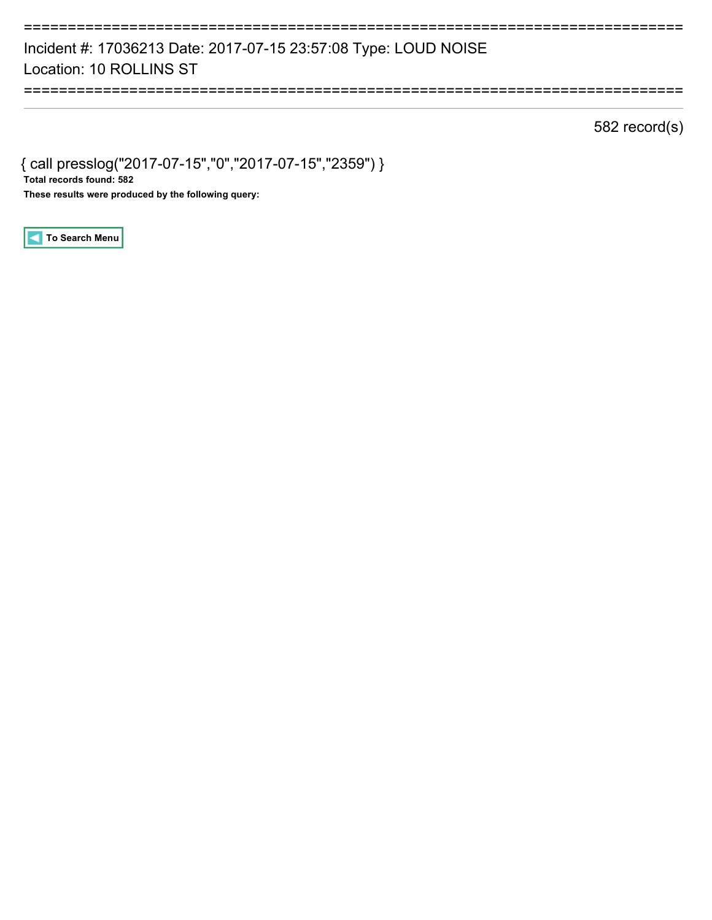===========================================================================

Incident #: 17036213 Date: 2017-07-15 23:57:08 Type: LOUD NOISE
Location: 10 ROLLINS ST

===========================================================================

---

582 record(s)

{ call presslog("2017-07-15","0","2017-07-15","2359") }

**Total records found: 582**

**These results were produced by the following query:**

**To Search Menu**